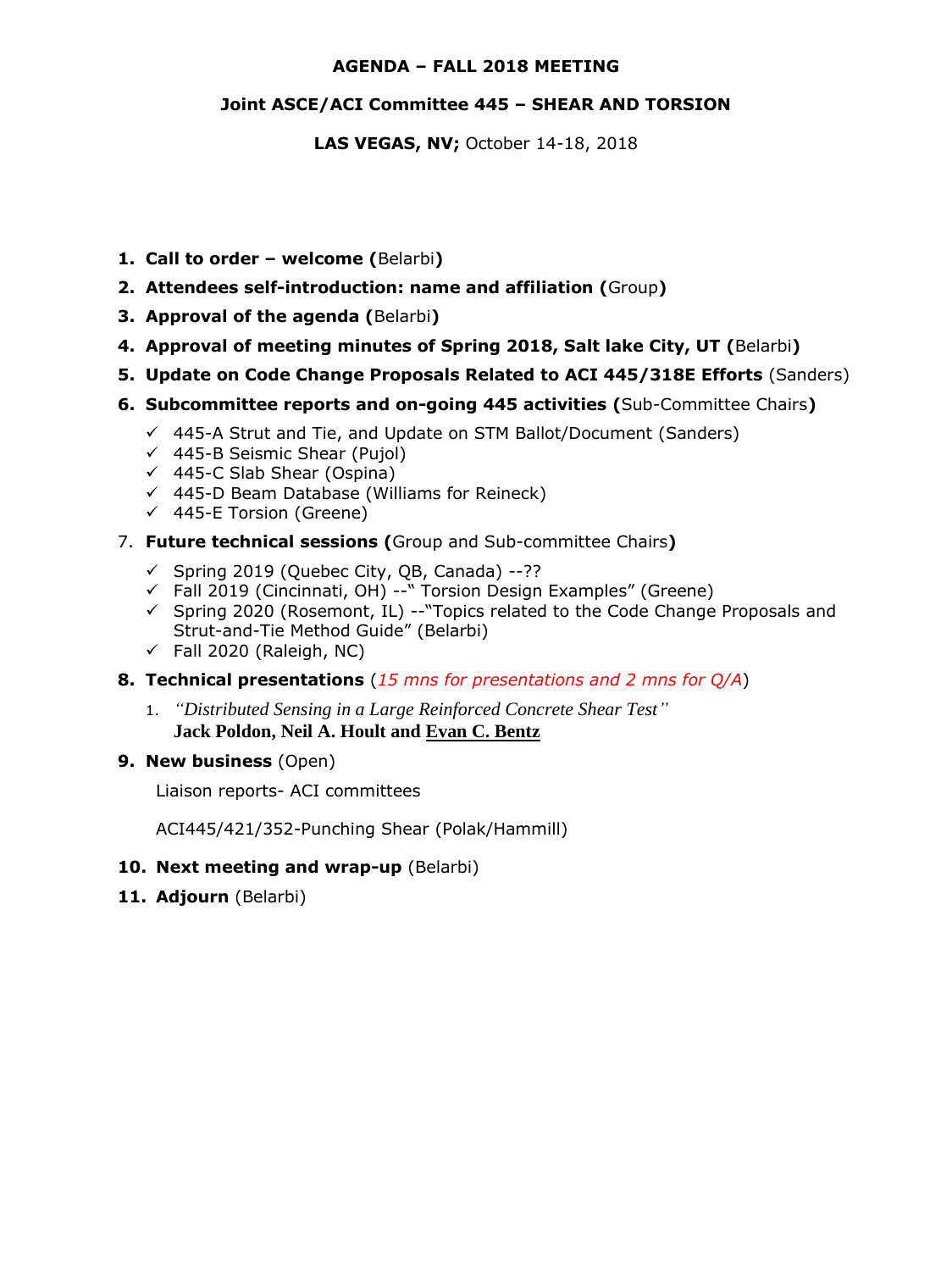**AGENDA – FALL 2018 MEETING**

**Joint ASCE/ACI Committee 445 – SHEAR AND TORSION**

**LAS VEGAS, NV;** October 14-18, 2018

1. **Call to order – welcome (**Belarbi**)**
2. **Attendees self-introduction: name and affiliation (**Group**)**
3. **Approval of the agenda (**Belarbi**)**
4. **Approval of meeting minutes of Spring 2018, Salt lake City, UT (**Belarbi**)**
5. **Update on Code Change Proposals Related to ACI 445/318E Efforts** (Sanders)
6. **Subcommittee reports and on-going 445 activities (**Sub-Committee Chairs**)**
   - ✓ 445-A Strut and Tie, and Update on STM Ballot/Document (Sanders)
   - ✓ 445-B Seismic Shear (Pujol)
   - ✓ 445-C Slab Shear (Ospina)
   - ✓ 445-D Beam Database (Williams for Reineck)
   - ✓ 445-E Torsion (Greene)
7. **Future technical sessions (**Group and Sub-committee Chairs**)**
   - ✓ Spring 2019 (Quebec City, QB, Canada) --??
   - ✓ Fall 2019 (Cincinnati, OH) --" Torsion Design Examples" (Greene)
   - ✓ Spring 2020 (Rosemont, IL) --"Topics related to the Code Change Proposals and Strut-and-Tie Method Guide" (Belarbi)
   - ✓ Fall 2020 (Raleigh, NC)
8. **Technical presentations** (*15 mns for presentations and 2 mns for Q/A*)
   1. *"Distributed Sensing in a Large Reinforced Concrete Shear Test"*
      **Jack Poldon, Neil A. Hoult and Evan C. Bentz**
9. **New business** (Open)

   Liaison reports- ACI committees

   ACI445/421/352-Punching Shear (Polak/Hammill)

10. **Next meeting and wrap-up** (Belarbi)
11. **Adjourn** (Belarbi)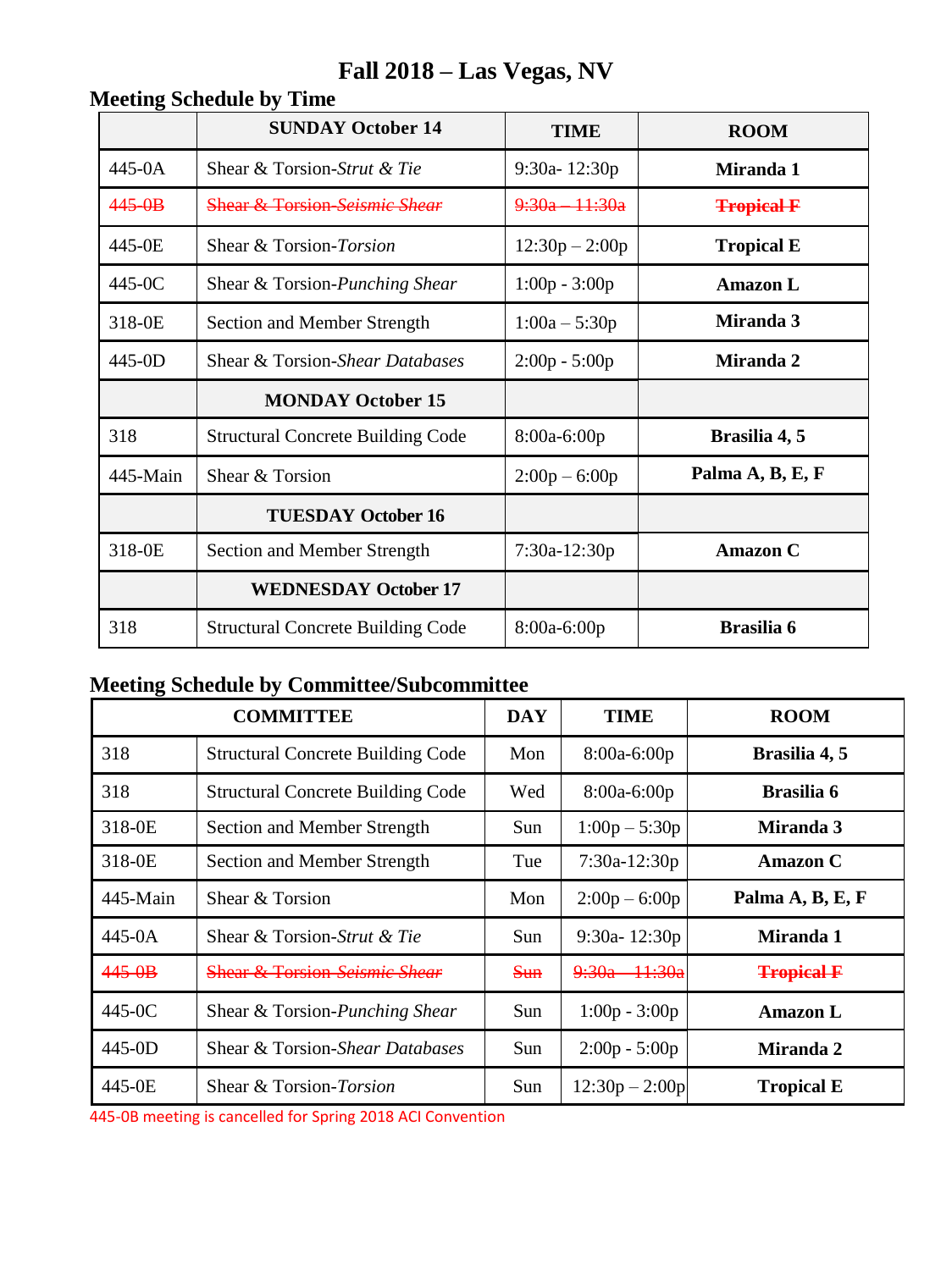# Fall 2018 – Las Vegas, NV

## Meeting Schedule by Time

| | SUNDAY October 14 | TIME | ROOM |
|---|---|---|---|
| 445-0A | Shear & Torsion-*Strut & Tie* | 9:30a- 12:30p | **Miranda 1** |
| ~~445-0B~~ | ~~Shear & Torsion-*Seismic Shear*~~ | ~~9:30a – 11:30a~~ | ~~**Tropical F**~~ |
| 445-0E | Shear & Torsion-*Torsion* | 12:30p – 2:00p | **Tropical E** |
| 445-0C | Shear & Torsion-*Punching Shear* | 1:00p - 3:00p | **Amazon L** |
| 318-0E | Section and Member Strength | 1:00a – 5:30p | **Miranda 3** |
| 445-0D | Shear & Torsion-*Shear Databases* | 2:00p - 5:00p | **Miranda 2** |
| | **MONDAY October 15** | | |
| 318 | Structural Concrete Building Code | 8:00a-6:00p | **Brasilia 4, 5** |
| 445-Main | Shear & Torsion | 2:00p – 6:00p | **Palma A, B, E, F** |
| | **TUESDAY October 16** | | |
| 318-0E | Section and Member Strength | 7:30a-12:30p | **Amazon C** |
| | **WEDNESDAY October 17** | | |
| 318 | Structural Concrete Building Code | 8:00a-6:00p | **Brasilia 6** |

## Meeting Schedule by Committee/Subcommittee

| COMMITTEE | | DAY | TIME | ROOM |
|---|---|---|---|---|
| 318 | Structural Concrete Building Code | Mon | 8:00a-6:00p | **Brasilia 4, 5** |
| 318 | Structural Concrete Building Code | Wed | 8:00a-6:00p | **Brasilia 6** |
| 318-0E | Section and Member Strength | Sun | 1:00p – 5:30p | **Miranda 3** |
| 318-0E | Section and Member Strength | Tue | 7:30a-12:30p | **Amazon C** |
| 445-Main | Shear & Torsion | Mon | 2:00p – 6:00p | **Palma A, B, E, F** |
| 445-0A | Shear & Torsion-*Strut & Tie* | Sun | 9:30a- 12:30p | **Miranda 1** |
| ~~445-0B~~ | ~~Shear & Torsion-*Seismic Shear*~~ | ~~Sun~~ | ~~9:30a – 11:30a~~ | ~~**Tropical F**~~ |
| 445-0C | Shear & Torsion-*Punching Shear* | Sun | 1:00p - 3:00p | **Amazon L** |
| 445-0D | Shear & Torsion-*Shear Databases* | Sun | 2:00p - 5:00p | **Miranda 2** |
| 445-0E | Shear & Torsion-*Torsion* | Sun | 12:30p – 2:00p | **Tropical E** |

445-0B meeting is cancelled for Spring 2018 ACI Convention